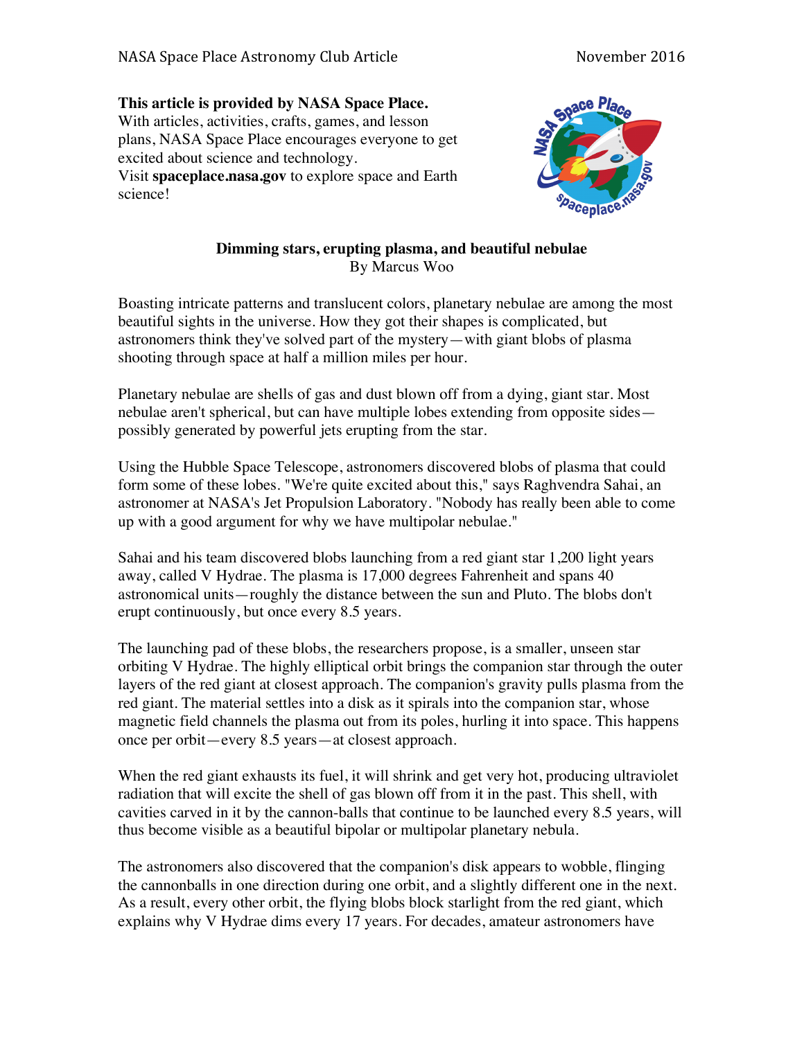**This article is provided by NASA Space Place.**
With articles, activities, crafts, games, and lesson plans, NASA Space Place encourages everyone to get excited about science and technology.
Visit **spaceplace.nasa.gov** to explore space and Earth science!

# Dimming stars, erupting plasma, and beautiful nebulae

By Marcus Woo

Boasting intricate patterns and translucent colors, planetary nebulae are among the most beautiful sights in the universe. How they got their shapes is complicated, but astronomers think they've solved part of the mystery—with giant blobs of plasma shooting through space at half a million miles per hour.

Planetary nebulae are shells of gas and dust blown off from a dying, giant star. Most nebulae aren't spherical, but can have multiple lobes extending from opposite sides—possibly generated by powerful jets erupting from the star.

Using the Hubble Space Telescope, astronomers discovered blobs of plasma that could form some of these lobes. "We're quite excited about this," says Raghvendra Sahai, an astronomer at NASA's Jet Propulsion Laboratory. "Nobody has really been able to come up with a good argument for why we have multipolar nebulae."

Sahai and his team discovered blobs launching from a red giant star 1,200 light years away, called V Hydrae. The plasma is 17,000 degrees Fahrenheit and spans 40 astronomical units—roughly the distance between the sun and Pluto. The blobs don't erupt continuously, but once every 8.5 years.

The launching pad of these blobs, the researchers propose, is a smaller, unseen star orbiting V Hydrae. The highly elliptical orbit brings the companion star through the outer layers of the red giant at closest approach. The companion's gravity pulls plasma from the red giant. The material settles into a disk as it spirals into the companion star, whose magnetic field channels the plasma out from its poles, hurling it into space. This happens once per orbit—every 8.5 years—at closest approach.

When the red giant exhausts its fuel, it will shrink and get very hot, producing ultraviolet radiation that will excite the shell of gas blown off from it in the past. This shell, with cavities carved in it by the cannon-balls that continue to be launched every 8.5 years, will thus become visible as a beautiful bipolar or multipolar planetary nebula.

The astronomers also discovered that the companion's disk appears to wobble, flinging the cannonballs in one direction during one orbit, and a slightly different one in the next. As a result, every other orbit, the flying blobs block starlight from the red giant, which explains why V Hydrae dims every 17 years. For decades, amateur astronomers have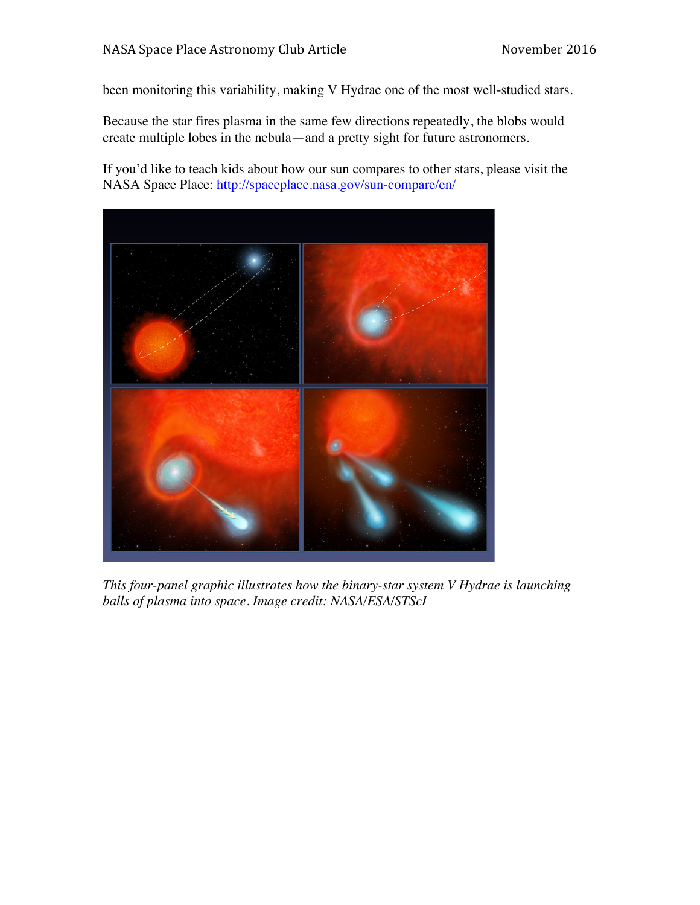been monitoring this variability, making V Hydrae one of the most well-studied stars.

Because the star fires plasma in the same few directions repeatedly, the blobs would create multiple lobes in the nebula—and a pretty sight for future astronomers.

If you'd like to teach kids about how our sun compares to other stars, please visit the NASA Space Place: [http://spaceplace.nasa.gov/sun-compare/en/](http://spaceplace.nasa.gov/sun-compare/en/)

*This four-panel graphic illustrates how the binary-star system V Hydrae is launching balls of plasma into space. Image credit: NASA/ESA/STScI*